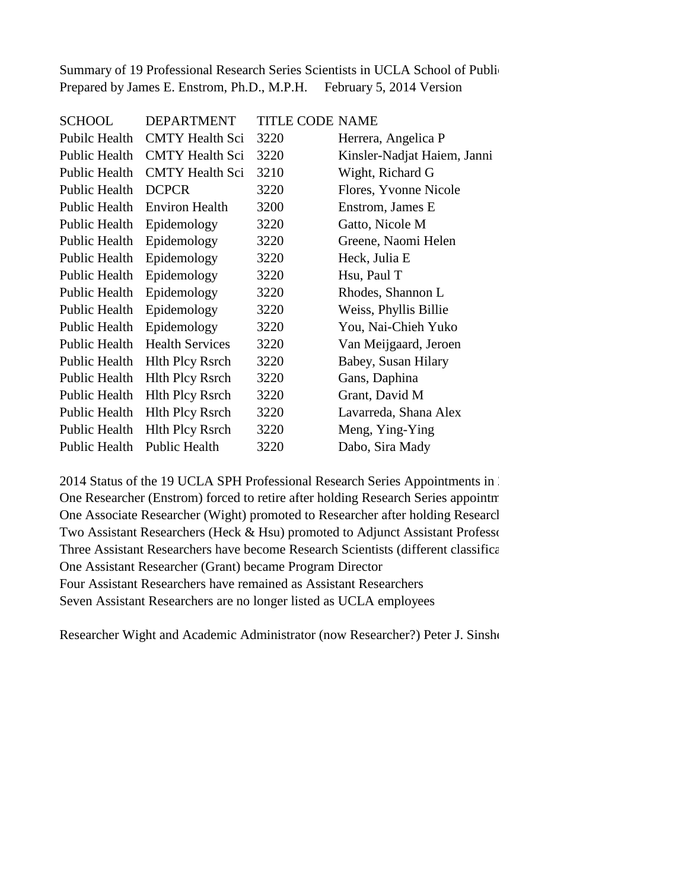Summary of 19 Professional Research Series Scientists in UCLA School of Publi
Prepared by James E. Enstrom, Ph.D., M.P.H.     February 5, 2014 Version

| SCHOOL | DEPARTMENT | TITLE CODE | NAME |
|---|---|---|---|
| Pubilc Health | CMTY Health Sci | 3220 | Herrera, Angelica P |
| Public Health | CMTY Health Sci | 3220 | Kinsler-Nadjat Haiem, Janni |
| Public Health | CMTY Health Sci | 3210 | Wight, Richard G |
| Public Health | DCPCR | 3220 | Flores, Yvonne Nicole |
| Public Health | Environ Health | 3200 | Enstrom, James E |
| Public Health | Epidemology | 3220 | Gatto, Nicole M |
| Public Health | Epidemology | 3220 | Greene, Naomi Helen |
| Public Health | Epidemology | 3220 | Heck, Julia E |
| Public Health | Epidemology | 3220 | Hsu, Paul T |
| Public Health | Epidemology | 3220 | Rhodes, Shannon L |
| Public Health | Epidemology | 3220 | Weiss, Phyllis Billie |
| Public Health | Epidemology | 3220 | You, Nai-Chieh Yuko |
| Public Health | Health Services | 3220 | Van Meijgaard, Jeroen |
| Public Health | Hlth Plcy Rsrch | 3220 | Babey, Susan Hilary |
| Public Health | Hlth Plcy Rsrch | 3220 | Gans, Daphina |
| Public Health | Hlth Plcy Rsrch | 3220 | Grant, David M |
| Public Health | Hlth Plcy Rsrch | 3220 | Lavarreda, Shana Alex |
| Public Health | Hlth Plcy Rsrch | 3220 | Meng, Ying-Ying |
| Public Health | Public Health | 3220 | Dabo, Sira Mady |

2014 Status of the 19 UCLA SPH Professional Research Series Appointments in 
One Researcher (Enstrom) forced to retire after holding Research Series appointm
One Associate Researcher (Wight) promoted to Researcher after holding Researcl
Two Assistant Researchers (Heck & Hsu) promoted to Adjunct Assistant Professo
Three Assistant Researchers have become Research Scientists (different classifica
One Assistant Researcher (Grant) became Program Director
Four Assistant Researchers have remained as Assistant Researchers
Seven Assistant Researchers are no longer listed as UCLA employees

Researcher Wight and Academic Administrator (now Researcher?) Peter J. Sinshe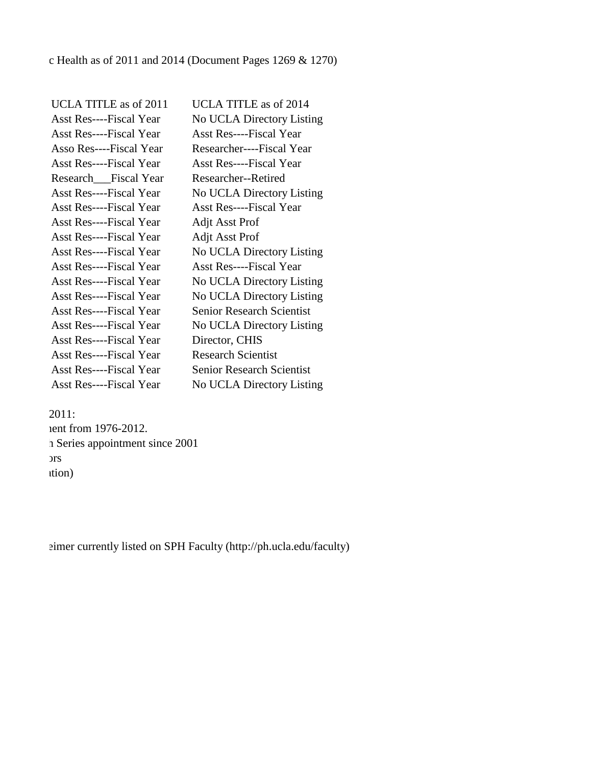c Health as of 2011 and 2014 (Document Pages 1269 & 1270)

| UCLA TITLE as of 2011 | UCLA TITLE as of 2014 |
|---|---|
| Asst Res----Fiscal Year | No UCLA Directory Listing |
| Asst Res----Fiscal Year | Asst Res----Fiscal Year |
| Asso Res----Fiscal Year | Researcher----Fiscal Year |
| Asst Res----Fiscal Year | Asst Res----Fiscal Year |
| Research___Fiscal Year | Researcher--Retired |
| Asst Res----Fiscal Year | No UCLA Directory Listing |
| Asst Res----Fiscal Year | Asst Res----Fiscal Year |
| Asst Res----Fiscal Year | Adjt Asst Prof |
| Asst Res----Fiscal Year | Adjt Asst Prof |
| Asst Res----Fiscal Year | No UCLA Directory Listing |
| Asst Res----Fiscal Year | Asst Res----Fiscal Year |
| Asst Res----Fiscal Year | No UCLA Directory Listing |
| Asst Res----Fiscal Year | No UCLA Directory Listing |
| Asst Res----Fiscal Year | Senior Research Scientist |
| Asst Res----Fiscal Year | No UCLA Directory Listing |
| Asst Res----Fiscal Year | Director, CHIS |
| Asst Res----Fiscal Year | Research Scientist |
| Asst Res----Fiscal Year | Senior Research Scientist |
| Asst Res----Fiscal Year | No UCLA Directory Listing |

2011:

ıent from 1976-2012.

ı Series appointment since 2001

ɔrs

ıtion)

ɛimer currently listed on SPH Faculty (http://ph.ucla.edu/faculty)